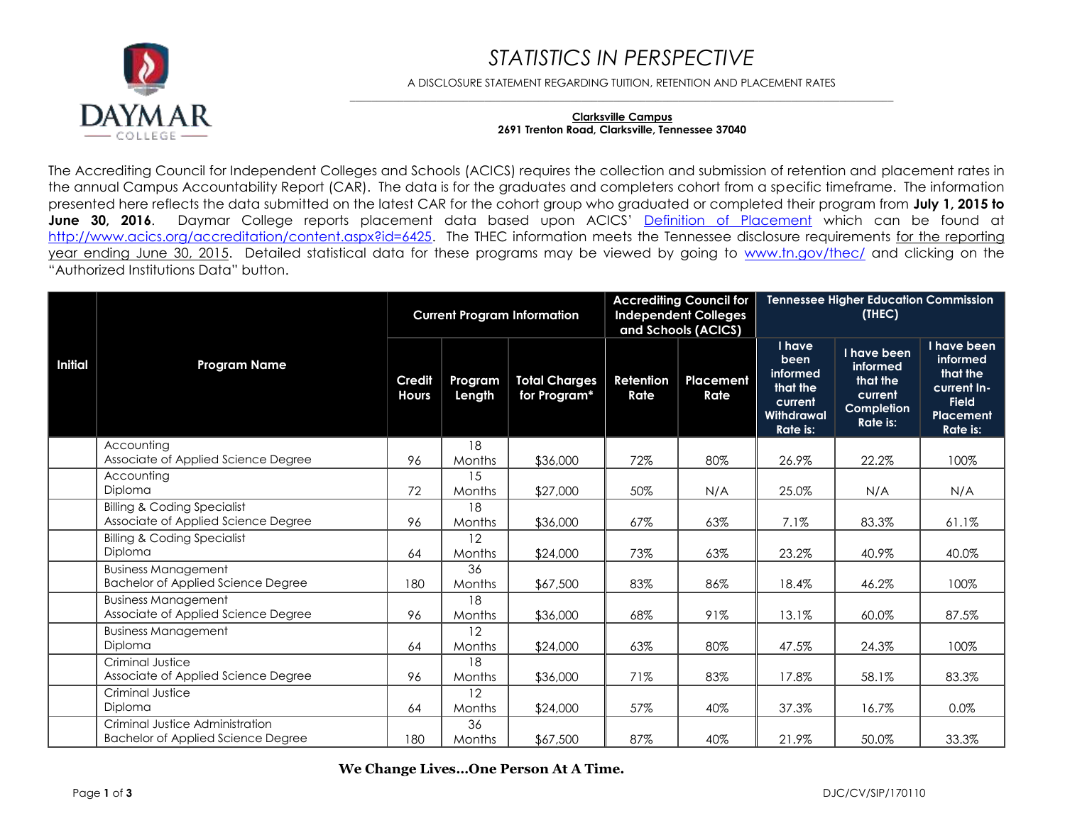# STATISTICS IN PERSPECTIVE

A DISCLOSURE STATEMENT REGARDING TUITION, RETENTION AND PLACEMENT RATES

**Clarksville Campus**
**2691 Trenton Road, Clarksville, Tennessee 37040**

The Accrediting Council for Independent Colleges and Schools (ACICS) requires the collection and submission of retention and placement rates in the annual Campus Accountability Report (CAR). The data is for the graduates and completers cohort from a specific timeframe. The information presented here reflects the data submitted on the latest CAR for the cohort group who graduated or completed their program from **July 1, 2015 to June 30, 2016**. Daymar College reports placement data based upon ACICS' Definition of Placement which can be found at http://www.acics.org/accreditation/content.aspx?id=6425. The THEC information meets the Tennessee disclosure requirements for the reporting year ending June 30, 2015. Detailed statistical data for these programs may be viewed by going to www.tn.gov/thec/ and clicking on the "Authorized Institutions Data" button.

| Initial | Program Name | Current Program Information | | | Accrediting Council for Independent Colleges and Schools (ACICS) | | Tennessee Higher Education Commission (THEC) | | |
|---|---|---|---|---|---|---|---|---|---|
| | | Credit Hours | Program Length | Total Charges for Program* | Retention Rate | Placement Rate | I have been informed that the current Withdrawal Rate is: | I have been informed that the current Completion Rate is: | I have been informed that the current In-Field Placement Rate is: |
| | Accounting Associate of Applied Science Degree | 96 | 18 Months | $36,000 | 72% | 80% | 26.9% | 22.2% | 100% |
| | Accounting Diploma | 72 | 15 Months | $27,000 | 50% | N/A | 25.0% | N/A | N/A |
| | Billing & Coding Specialist Associate of Applied Science Degree | 96 | 18 Months | $36,000 | 67% | 63% | 7.1% | 83.3% | 61.1% |
| | Billing & Coding Specialist Diploma | 64 | 12 Months | $24,000 | 73% | 63% | 23.2% | 40.9% | 40.0% |
| | Business Management Bachelor of Applied Science Degree | 180 | 36 Months | $67,500 | 83% | 86% | 18.4% | 46.2% | 100% |
| | Business Management Associate of Applied Science Degree | 96 | 18 Months | $36,000 | 68% | 91% | 13.1% | 60.0% | 87.5% |
| | Business Management Diploma | 64 | 12 Months | $24,000 | 63% | 80% | 47.5% | 24.3% | 100% |
| | Criminal Justice Associate of Applied Science Degree | 96 | 18 Months | $36,000 | 71% | 83% | 17.8% | 58.1% | 83.3% |
| | Criminal Justice Diploma | 64 | 12 Months | $24,000 | 57% | 40% | 37.3% | 16.7% | 0.0% |
| | Criminal Justice Administration Bachelor of Applied Science Degree | 180 | 36 Months | $67,500 | 87% | 40% | 21.9% | 50.0% | 33.3% |

**We Change Lives...One Person At A Time.**

DJC/CV/SIP/170110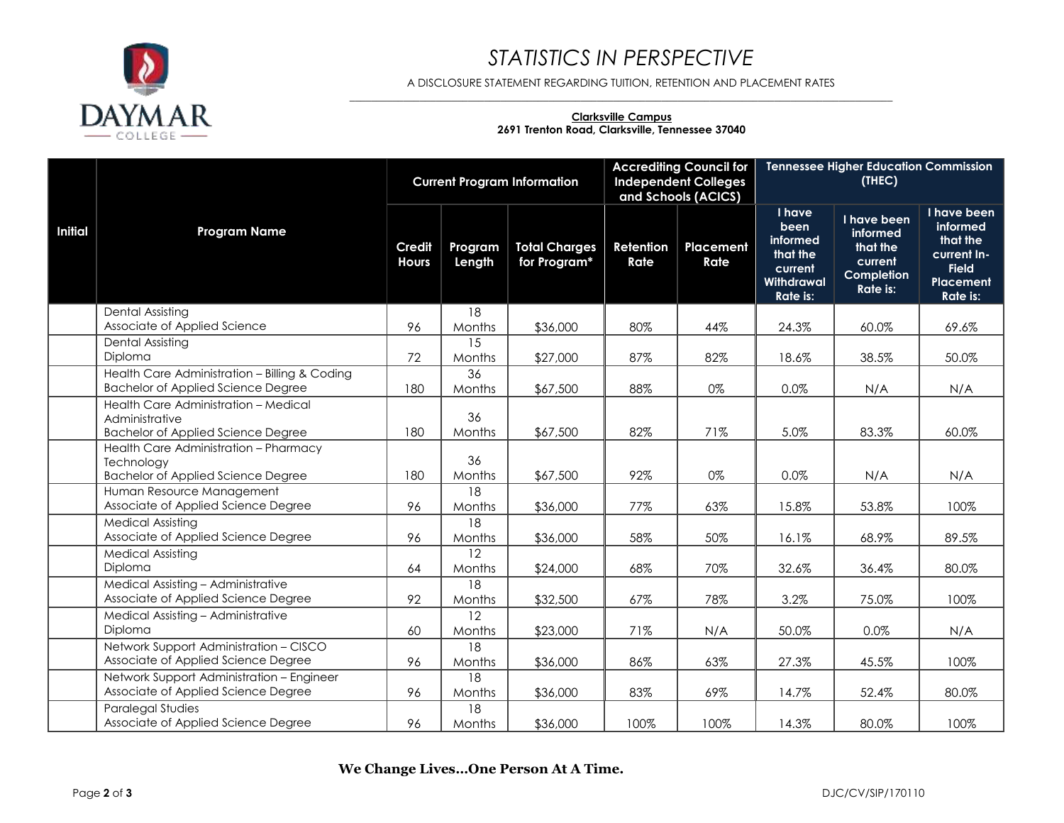# STATISTICS IN PERSPECTIVE

A DISCLOSURE STATEMENT REGARDING TUITION, RETENTION AND PLACEMENT RATES

**Clarksville Campus**
**2691 Trenton Road, Clarksville, Tennessee 37040**

| Initial | Program Name | Current Program Information | | | Accrediting Council for Independent Colleges and Schools (ACICS) | | Tennessee Higher Education Commission (THEC) | | |
|---|---|---|---|---|---|---|---|---|---|
| | | Credit Hours | Program Length | Total Charges for Program* | Retention Rate | Placement Rate | I have been informed that the current Withdrawal Rate is: | I have been informed that the current Completion Rate is: | I have been informed that the current In-Field Placement Rate is: |
| | Dental Assisting<br>Associate of Applied Science | 96 | 18 Months | $36,000 | 80% | 44% | 24.3% | 60.0% | 69.6% |
| | Dental Assisting<br>Diploma | 72 | 15 Months | $27,000 | 87% | 82% | 18.6% | 38.5% | 50.0% |
| | Health Care Administration – Billing & Coding<br>Bachelor of Applied Science Degree | 180 | 36 Months | $67,500 | 88% | 0% | 0.0% | N/A | N/A |
| | Health Care Administration – Medical Administrative<br>Bachelor of Applied Science Degree | 180 | 36 Months | $67,500 | 82% | 71% | 5.0% | 83.3% | 60.0% |
| | Health Care Administration – Pharmacy Technology<br>Bachelor of Applied Science Degree | 180 | 36 Months | $67,500 | 92% | 0% | 0.0% | N/A | N/A |
| | Human Resource Management<br>Associate of Applied Science Degree | 96 | 18 Months | $36,000 | 77% | 63% | 15.8% | 53.8% | 100% |
| | Medical Assisting<br>Associate of Applied Science Degree | 96 | 18 Months | $36,000 | 58% | 50% | 16.1% | 68.9% | 89.5% |
| | Medical Assisting<br>Diploma | 64 | 12 Months | $24,000 | 68% | 70% | 32.6% | 36.4% | 80.0% |
| | Medical Assisting – Administrative<br>Associate of Applied Science Degree | 92 | 18 Months | $32,500 | 67% | 78% | 3.2% | 75.0% | 100% |
| | Medical Assisting – Administrative<br>Diploma | 60 | 12 Months | $23,000 | 71% | N/A | 50.0% | 0.0% | N/A |
| | Network Support Administration – CISCO<br>Associate of Applied Science Degree | 96 | 18 Months | $36,000 | 86% | 63% | 27.3% | 45.5% | 100% |
| | Network Support Administration – Engineer<br>Associate of Applied Science Degree | 96 | 18 Months | $36,000 | 83% | 69% | 14.7% | 52.4% | 80.0% |
| | Paralegal Studies<br>Associate of Applied Science Degree | 96 | 18 Months | $36,000 | 100% | 100% | 14.3% | 80.0% | 100% |

**We Change Lives…One Person At A Time.**

DJC/CV/SIP/170110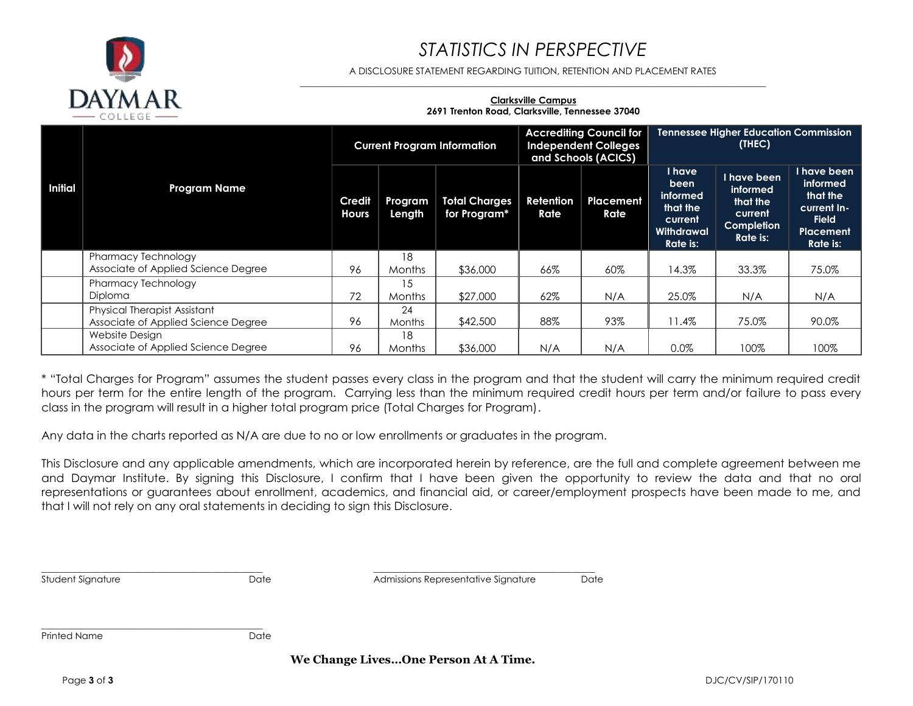# STATISTICS IN PERSPECTIVE

A DISCLOSURE STATEMENT REGARDING TUITION, RETENTION AND PLACEMENT RATES

**Clarksville Campus**
**2691 Trenton Road, Clarksville, Tennessee 37040**

| Initial | Program Name | Current Program Information | | | Accrediting Council for Independent Colleges and Schools (ACICS) | | Tennessee Higher Education Commission (THEC) | | |
|---|---|---|---|---|---|---|---|---|---|
| | | Credit Hours | Program Length | Total Charges for Program* | Retention Rate | Placement Rate | I have been informed that the current Withdrawal Rate is: | I have been informed that the current Completion Rate is: | I have been informed that the current In-Field Placement Rate is: |
| | Pharmacy Technology Associate of Applied Science Degree | 96 | 18 Months | $36,000 | 66% | 60% | 14.3% | 33.3% | 75.0% |
| | Pharmacy Technology Diploma | 72 | 15 Months | $27,000 | 62% | N/A | 25.0% | N/A | N/A |
| | Physical Therapist Assistant Associate of Applied Science Degree | 96 | 24 Months | $42,500 | 88% | 93% | 11.4% | 75.0% | 90.0% |
| | Website Design Associate of Applied Science Degree | 96 | 18 Months | $36,000 | N/A | N/A | 0.0% | 100% | 100% |

* "Total Charges for Program" assumes the student passes every class in the program and that the student will carry the minimum required credit hours per term for the entire length of the program. Carrying less than the minimum required credit hours per term and/or failure to pass every class in the program will result in a higher total program price (Total Charges for Program).

Any data in the charts reported as N/A are due to no or low enrollments or graduates in the program.

This Disclosure and any applicable amendments, which are incorporated herein by reference, are the full and complete agreement between me and Daymar Institute. By signing this Disclosure, I confirm that I have been given the opportunity to review the data and that no oral representations or guarantees about enrollment, academics, and financial aid, or career/employment prospects have been made to me, and that I will not rely on any oral statements in deciding to sign this Disclosure.

Student Signature ____________________ Date

Admissions Representative Signature ____________________ Date

Printed Name ____________________ Date

**We Change Lives...One Person At A Time.**

DJC/CV/SIP/170110